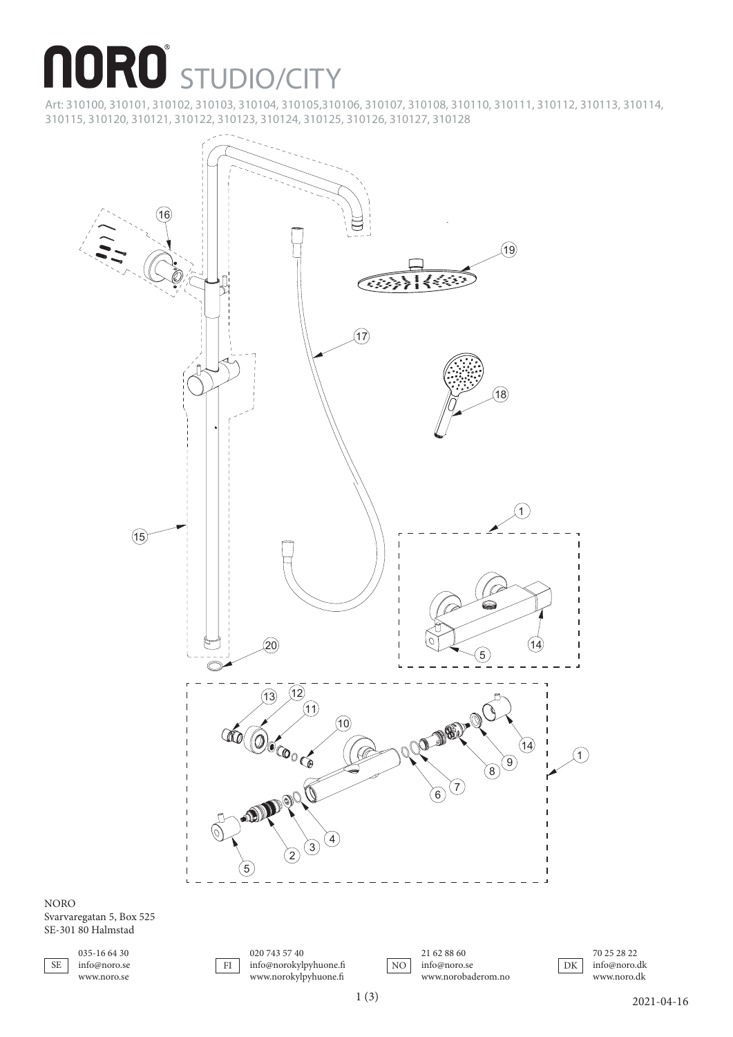# NORO STUDIO/CITY

Art: 310100, 310101, 310102, 310103, 310104, 310105,310106, 310107, 310108, 310110, 310111, 310112, 310113, 310114, 310115, 310120, 310121, 310122, 310123, 310124, 310125, 310126, 310127, 310128

NORO
Svarvaregatan 5, Box 525
SE-301 80 Halmstad

| | | | |
|---|---|---|---|
| SE | 035-16 64 30<br>info@noro.se<br>www.noro.se | FI | 020 743 57 40<br>info@norokylpyhuone.fi<br>www.norokylpyhuone.fi |
| NO | 21 62 88 60<br>info@noro.se<br>www.norobaderom.no | DK | 70 25 28 22<br>info@noro.dk<br>www.noro.dk |

2021-04-16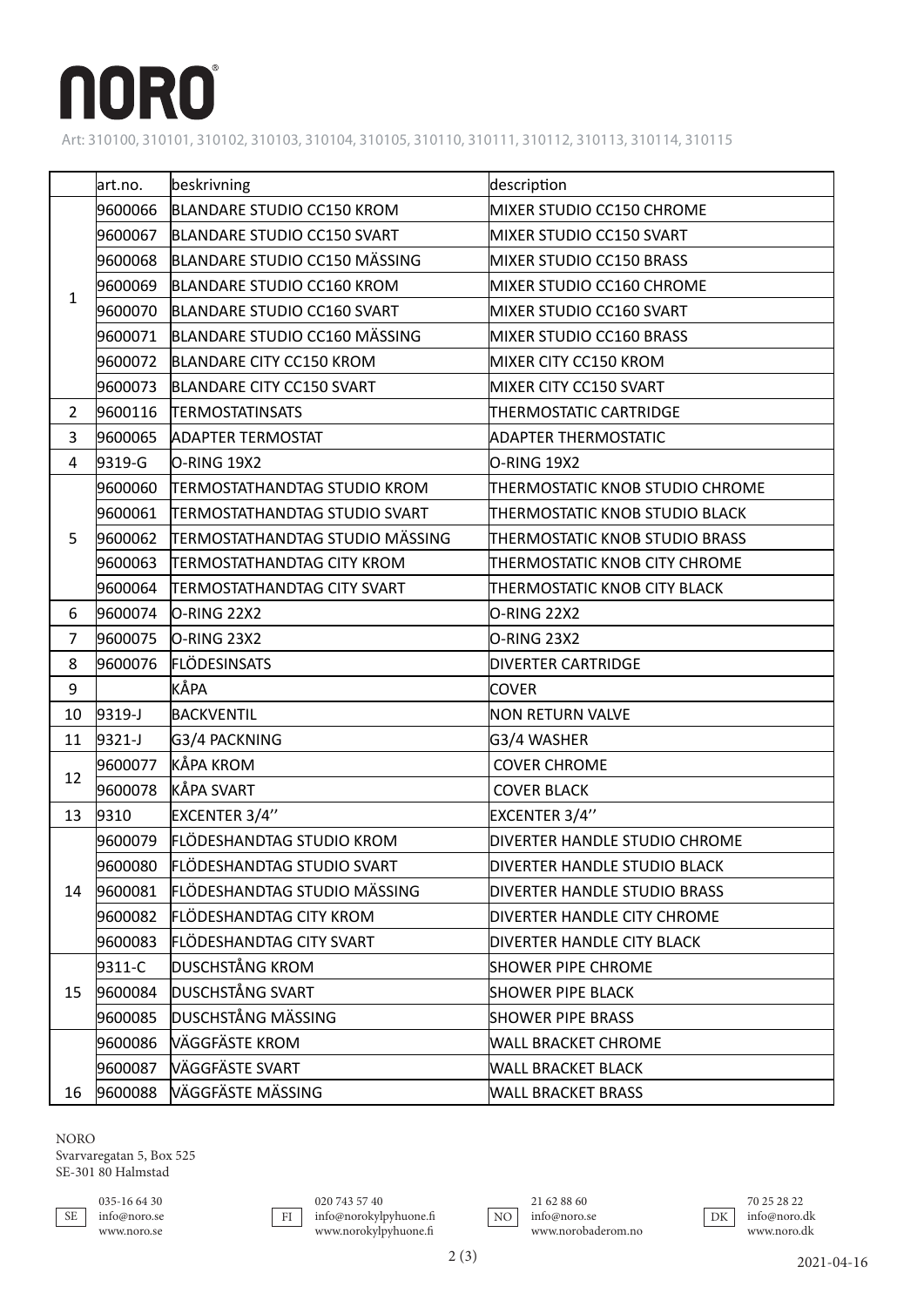# NORO

Art: 310100, 310101, 310102, 310103, 310104, 310105, 310110, 310111, 310112, 310113, 310114, 310115

| | art.no. | beskrivning | description |
|---|---|---|---|
| 1 | 9600066 | BLANDARE STUDIO CC150 KROM | MIXER STUDIO CC150 CHROME |
| | 9600067 | BLANDARE STUDIO CC150 SVART | MIXER STUDIO CC150 SVART |
| | 9600068 | BLANDARE STUDIO CC150 MÄSSING | MIXER STUDIO CC150 BRASS |
| | 9600069 | BLANDARE STUDIO CC160 KROM | MIXER STUDIO CC160 CHROME |
| | 9600070 | BLANDARE STUDIO CC160 SVART | MIXER STUDIO CC160 SVART |
| | 9600071 | BLANDARE STUDIO CC160 MÄSSING | MIXER STUDIO CC160 BRASS |
| | 9600072 | BLANDARE CITY CC150 KROM | MIXER CITY CC150 KROM |
| | 9600073 | BLANDARE CITY CC150 SVART | MIXER CITY CC150 SVART |
| 2 | 9600116 | TERMOSTATINSATS | THERMOSTATIC CARTRIDGE |
| 3 | 9600065 | ADAPTER TERMOSTAT | ADAPTER THERMOSTATIC |
| 4 | 9319-G | O-RING 19X2 | O-RING 19X2 |
| 5 | 9600060 | TERMOSTATHANDTAG STUDIO KROM | THERMOSTATIC KNOB STUDIO CHROME |
| | 9600061 | TERMOSTATHANDTAG STUDIO SVART | THERMOSTATIC KNOB STUDIO BLACK |
| | 9600062 | TERMOSTATHANDTAG STUDIO MÄSSING | THERMOSTATIC KNOB STUDIO BRASS |
| | 9600063 | TERMOSTATHANDTAG CITY KROM | THERMOSTATIC KNOB CITY CHROME |
| | 9600064 | TERMOSTATHANDTAG CITY SVART | THERMOSTATIC KNOB CITY BLACK |
| 6 | 9600074 | O-RING 22X2 | O-RING 22X2 |
| 7 | 9600075 | O-RING 23X2 | O-RING 23X2 |
| 8 | 9600076 | FLÖDESINSATS | DIVERTER CARTRIDGE |
| 9 | | KÅPA | COVER |
| 10 | 9319-J | BACKVENTIL | NON RETURN VALVE |
| 11 | 9321-J | G3/4 PACKNING | G3/4 WASHER |
| 12 | 9600077 | KÅPA KROM | COVER CHROME |
| | 9600078 | KÅPA SVART | COVER BLACK |
| 13 | 9310 | EXCENTER 3/4'' | EXCENTER 3/4'' |
| 14 | 9600079 | FLÖDESHANDTAG STUDIO KROM | DIVERTER HANDLE STUDIO CHROME |
| | 9600080 | FLÖDESHANDTAG STUDIO SVART | DIVERTER HANDLE STUDIO BLACK |
| | 9600081 | FLÖDESHANDTAG STUDIO MÄSSING | DIVERTER HANDLE STUDIO BRASS |
| | 9600082 | FLÖDESHANDTAG CITY KROM | DIVERTER HANDLE CITY CHROME |
| | 9600083 | FLÖDESHANDTAG CITY SVART | DIVERTER HANDLE CITY BLACK |
| 15 | 9311-C | DUSCHSTÅNG KROM | SHOWER PIPE CHROME |
| | 9600084 | DUSCHSTÅNG SVART | SHOWER PIPE BLACK |
| | 9600085 | DUSCHSTÅNG MÄSSING | SHOWER PIPE BRASS |
| 16 | 9600086 | VÄGGFÄSTE KROM | WALL BRACKET CHROME |
| | 9600087 | VÄGGFÄSTE SVART | WALL BRACKET BLACK |
| | 9600088 | VÄGGFÄSTE MÄSSING | WALL BRACKET BRASS |

NORO
Svarvaregatan 5, Box 525
SE-301 80 Halmstad

SE 035-16 64 30 info@noro.se www.noro.se

FI 020 743 57 40 info@norokylpyhuone.fi www.norokylpyhuone.fi

NO 21 62 88 60 info@noro.se www.norobaderom.no

DK 70 25 28 22 info@noro.dk www.noro.dk

2021-04-16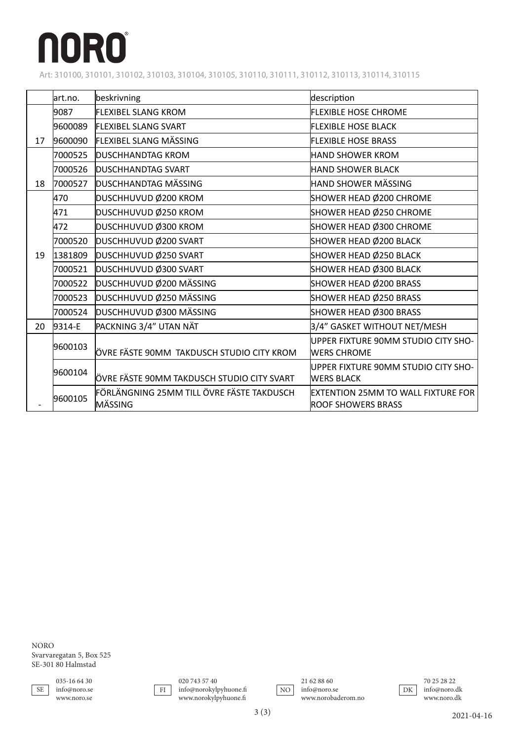# NORO

Art: 310100, 310101, 310102, 310103, 310104, 310105, 310110, 310111, 310112, 310113, 310114, 310115

| | art.no. | beskrivning | description |
|---|---|---|---|
| | 9087 | FLEXIBEL SLANG KROM | FLEXIBLE HOSE CHROME |
| | 9600089 | FLEXIBEL SLANG SVART | FLEXIBLE HOSE BLACK |
| 17 | 9600090 | FLEXIBEL SLANG MÄSSING | FLEXIBLE HOSE BRASS |
| | 7000525 | DUSCHHANDTAG KROM | HAND SHOWER KROM |
| | 7000526 | DUSCHHANDTAG SVART | HAND SHOWER BLACK |
| 18 | 7000527 | DUSCHHANDTAG MÄSSING | HAND SHOWER MÄSSING |
| | 470 | DUSCHHUVUD Ø200 KROM | SHOWER HEAD Ø200 CHROME |
| | 471 | DUSCHHUVUD Ø250 KROM | SHOWER HEAD Ø250 CHROME |
| | 472 | DUSCHHUVUD Ø300 KROM | SHOWER HEAD Ø300 CHROME |
| | 7000520 | DUSCHHUVUD Ø200 SVART | SHOWER HEAD Ø200 BLACK |
| 19 | 1381809 | DUSCHHUVUD Ø250 SVART | SHOWER HEAD Ø250 BLACK |
| | 7000521 | DUSCHHUVUD Ø300 SVART | SHOWER HEAD Ø300 BLACK |
| | 7000522 | DUSCHHUVUD Ø200 MÄSSING | SHOWER HEAD Ø200 BRASS |
| | 7000523 | DUSCHHUVUD Ø250 MÄSSING | SHOWER HEAD Ø250 BRASS |
| | 7000524 | DUSCHHUVUD Ø300 MÄSSING | SHOWER HEAD Ø300 BRASS |
| 20 | 9314-E | PACKNING 3/4" UTAN NÄT | 3/4" GASKET WITHOUT NET/MESH |
| | 9600103 | ÖVRE FÄSTE 90MM TAKDUSCH STUDIO CITY KROM | UPPER FIXTURE 90MM STUDIO CITY SHOWERS CHROME |
| | 9600104 | ÖVRE FÄSTE 90MM TAKDUSCH STUDIO CITY SVART | UPPER FIXTURE 90MM STUDIO CITY SHOWERS BLACK |
| - | 9600105 | FÖRLÄNGNING 25MM TILL ÖVRE FÄSTE TAKDUSCH MÄSSING | EXTENTION 25MM TO WALL FIXTURE FOR ROOF SHOWERS BRASS |

NORO
Svarvaregatan 5, Box 525
SE-301 80 Halmstad

SE 035-16 64 30 info@noro.se www.noro.se

FI 020 743 57 40 info@norokylpyhuone.fi www.norokylpyhuone.fi

NO 21 62 88 60 info@noro.se www.norobaderom.no

DK 70 25 28 22 info@noro.dk www.noro.dk

2021-04-16